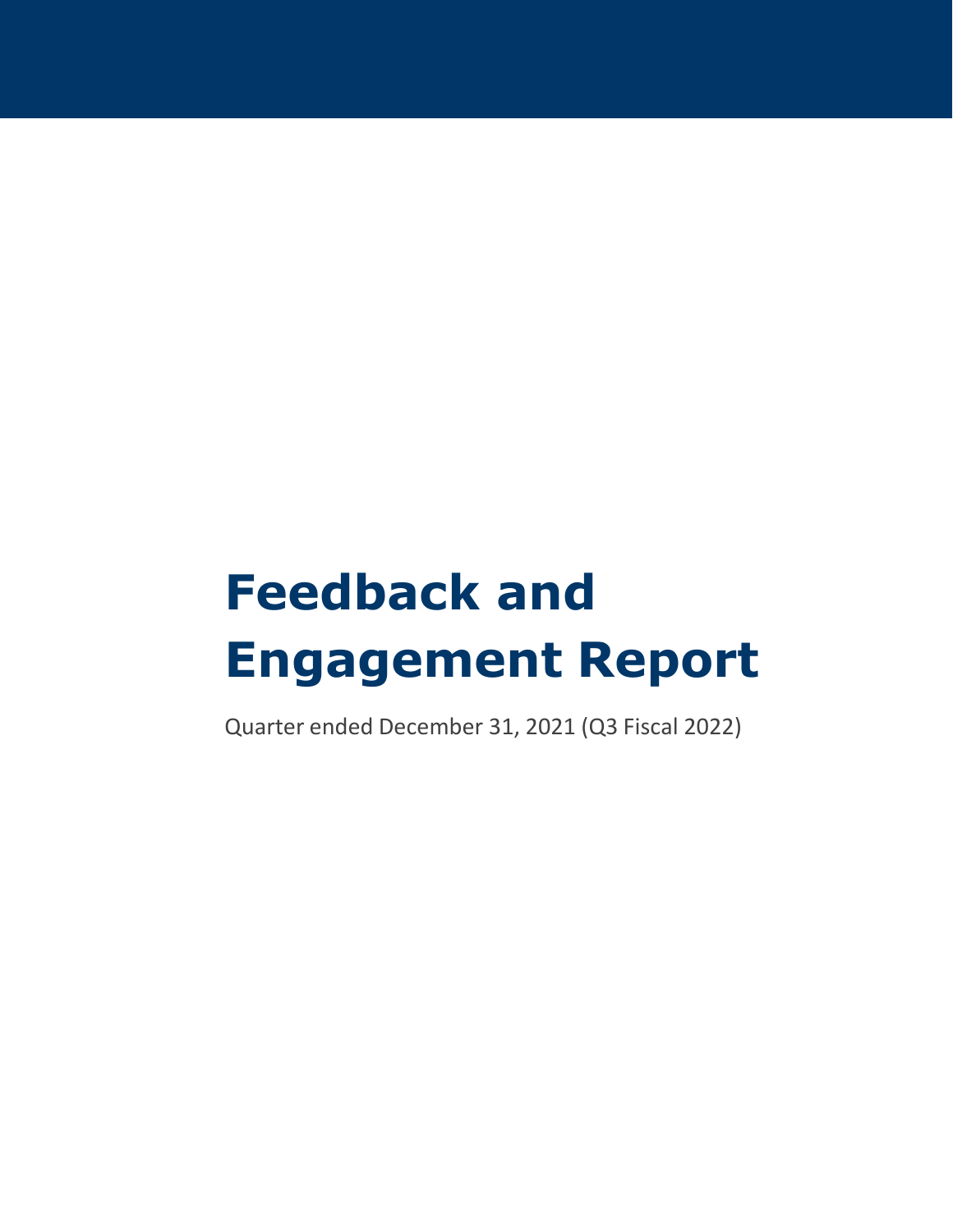# Feedback and Engagement Report

Quarter ended December 31, 2021 (Q3 Fiscal 2022)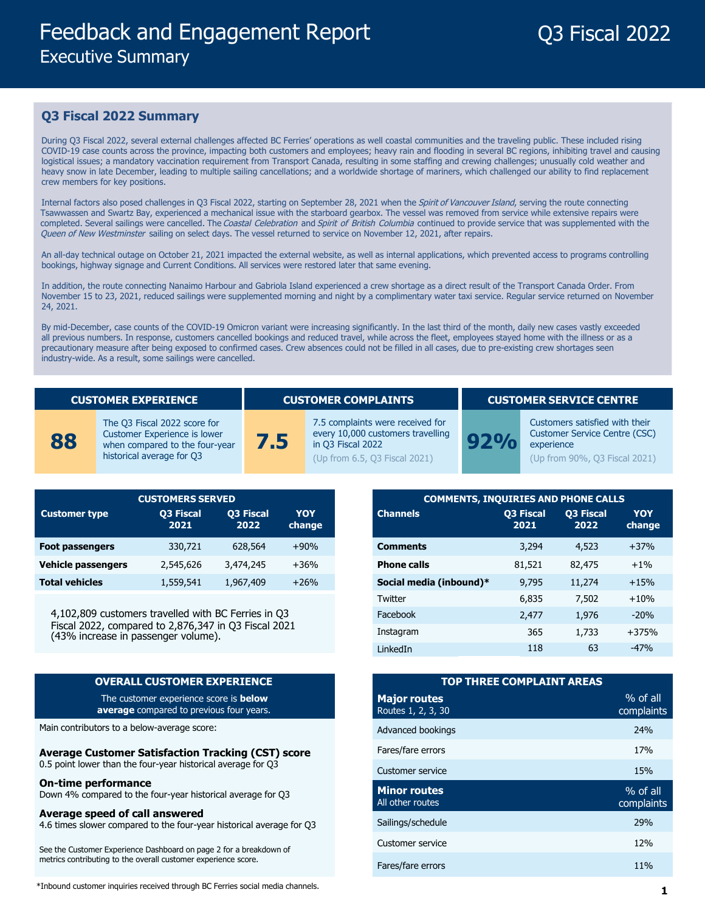# Feedback and Engagement Report

## Executive Summary

Q3 Fiscal 2022

## Q3 Fiscal 2022 Summary

During Q3 Fiscal 2022, several external challenges affected BC Ferries' operations as well coastal communities and the traveling public. These included rising COVID-19 case counts across the province, impacting both customers and employees; heavy rain and flooding in several BC regions, inhibiting travel and causing logistical issues; a mandatory vaccination requirement from Transport Canada, resulting in some staffing and crewing challenges; unusually cold weather and heavy snow in late December, leading to multiple sailing cancellations; and a worldwide shortage of mariners, which challenged our ability to find replacement crew members for key positions.

Internal factors also posed challenges in Q3 Fiscal 2022, starting on September 28, 2021 when the *Spirit of Vancouver Island*, serving the route connecting Tsawwassen and Swartz Bay, experienced a mechanical issue with the starboard gearbox. The vessel was removed from service while extensive repairs were completed. Several sailings were cancelled. The *Coastal Celebration* and *Spirit of British Columbia* continued to provide service that was supplemented with the *Queen of New Westminster* sailing on select days. The vessel returned to service on November 12, 2021, after repairs.

An all-day technical outage on October 21, 2021 impacted the external website, as well as internal applications, which prevented access to programs controlling bookings, highway signage and Current Conditions. All services were restored later that same evening.

In addition, the route connecting Nanaimo Harbour and Gabriola Island experienced a crew shortage as a direct result of the Transport Canada Order. From November 15 to 23, 2021, reduced sailings were supplemented morning and night by a complimentary water taxi service. Regular service returned on November 24, 2021.

By mid-December, case counts of the COVID-19 Omicron variant were increasing significantly. In the last third of the month, daily new cases vastly exceeded all previous numbers. In response, customers cancelled bookings and reduced travel, while across the fleet, employees stayed home with the illness or as a precautionary measure after being exposed to confirmed cases. Crew absences could not be filled in all cases, due to pre-existing crew shortages seen industry-wide. As a result, some sailings were cancelled.

### CUSTOMER EXPERIENCE

**88** — The Q3 Fiscal 2022 score for Customer Experience is lower when compared to the four-year historical average for Q3

### CUSTOMER COMPLAINTS

**7.5** — 7.5 complaints were received for every 10,000 customers travelling in Q3 Fiscal 2022

(Up from 6.5, Q3 Fiscal 2021)

### CUSTOMER SERVICE CENTRE

**92%** — Customers satisfied with their Customer Service Centre (CSC) experience

(Up from 90%, Q3 Fiscal 2021)

### CUSTOMERS SERVED

| Customer type | Q3 Fiscal 2021 | Q3 Fiscal 2022 | YOY change |
|---|---|---|---|
| **Foot passengers** | 330,721 | 628,564 | +90% |
| **Vehicle passengers** | 2,545,626 | 3,474,245 | +36% |
| **Total vehicles** | 1,559,541 | 1,967,409 | +26% |

4,102,809 customers travelled with BC Ferries in Q3 Fiscal 2022, compared to 2,876,347 in Q3 Fiscal 2021 (43% increase in passenger volume).

### COMMENTS, INQUIRIES AND PHONE CALLS

| Channels | Q3 Fiscal 2021 | Q3 Fiscal 2022 | YOY change |
|---|---|---|---|
| **Comments** | 3,294 | 4,523 | +37% |
| **Phone calls** | 81,521 | 82,475 | +1% |
| **Social media (inbound)*** | 9,795 | 11,274 | +15% |
| Twitter | 6,835 | 7,502 | +10% |
| Facebook | 2,477 | 1,976 | -20% |
| Instagram | 365 | 1,733 | +375% |
| LinkedIn | 118 | 63 | -47% |

### OVERALL CUSTOMER EXPERIENCE

The customer experience score is **below average** compared to previous four years.

Main contributors to a below-average score:

**Average Customer Satisfaction Tracking (CST) score**
0.5 point lower than the four-year historical average for Q3

**On-time performance**
Down 4% compared to the four-year historical average for Q3

**Average speed of call answered**
4.6 times slower compared to the four-year historical average for Q3

See the Customer Experience Dashboard on page 2 for a breakdown of metrics contributing to the overall customer experience score.

### TOP THREE COMPLAINT AREAS

| **Major routes** Routes 1, 2, 3, 30 | % of all complaints |
|---|---|
| Advanced bookings | 24% |
| Fares/fare errors | 17% |
| Customer service | 15% |
| **Minor routes** All other routes | **% of all complaints** |
| Sailings/schedule | 29% |
| Customer service | 12% |
| Fares/fare errors | 11% |

*Inbound customer inquiries received through BC Ferries social media channels.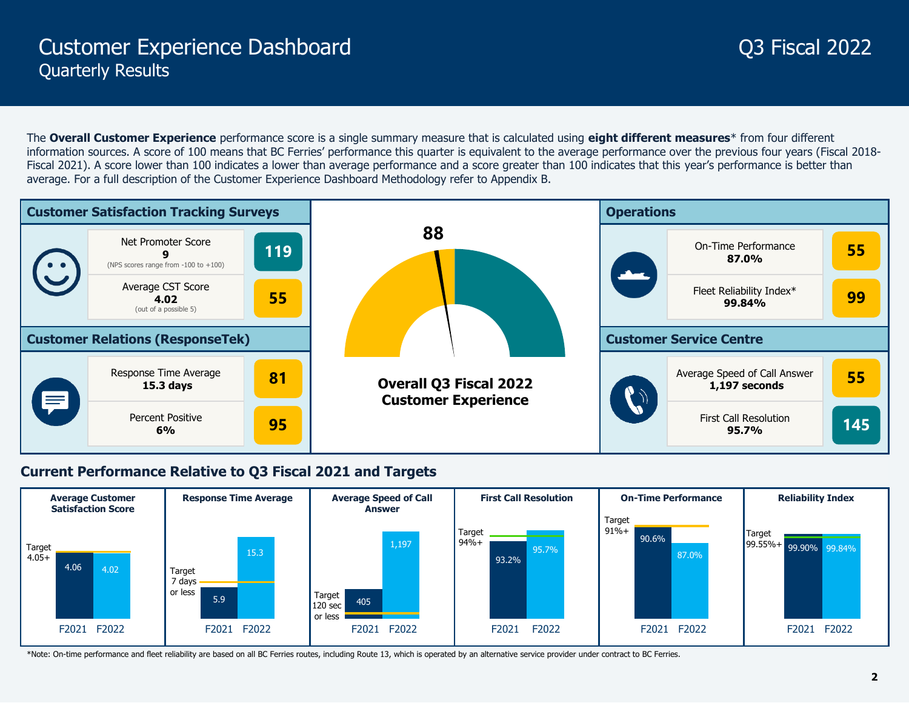# Customer Experience Dashboard

## Quarterly Results

Q3 Fiscal 2022

The **Overall Customer Experience** performance score is a single summary measure that is calculated using **eight different measures*** from four different information sources. A score of 100 means that BC Ferries' performance this quarter is equivalent to the average performance over the previous four years (Fiscal 2018-Fiscal 2021). A score lower than 100 indicates a lower than average performance and a score greater than 100 indicates that this year's performance is better than average. For a full description of the Customer Experience Dashboard Methodology refer to Appendix B.

### Customer Satisfaction Tracking Surveys

| Measure | Score |
|---|---|
| Net Promoter Score **9** (NPS scores range from -100 to +100) | 119 |
| Average CST Score **4.02** (out of a possible 5) | 55 |

### Customer Relations (ResponseTek)

| Measure | Score |
|---|---|
| Response Time Average **15.3 days** | 81 |
| Percent Positive **6%** | 95 |

### Overall Q3 Fiscal 2022 Customer Experience

**88**

### Operations

| Measure | Score |
|---|---|
| On-Time Performance **87.0%** | 55 |
| Fleet Reliability Index* **99.84%** | 99 |

### Customer Service Centre

| Measure | Score |
|---|---|
| Average Speed of Call Answer **1,197 seconds** | 55 |
| First Call Resolution **95.7%** | 145 |

## Current Performance Relative to Q3 Fiscal 2021 and Targets

| Measure | Target | F2021 | F2022 |
|---|---|---|---|
| Average Customer Satisfaction Score | 4.05+ | 4.06 | 4.02 |
| Response Time Average | 7 days or less | 5.9 | 15.3 |
| Average Speed of Call Answer | 120 sec or less | 405 | 1,197 |
| First Call Resolution | 94%+ | 93.2% | 95.7% |
| On-Time Performance | 91%+ | 90.6% | 87.0% |
| Reliability Index | 99.55%+ | 99.90% | 99.84% |

*Note: On-time performance and fleet reliability are based on all BC Ferries routes, including Route 13, which is operated by an alternative service provider under contract to BC Ferries.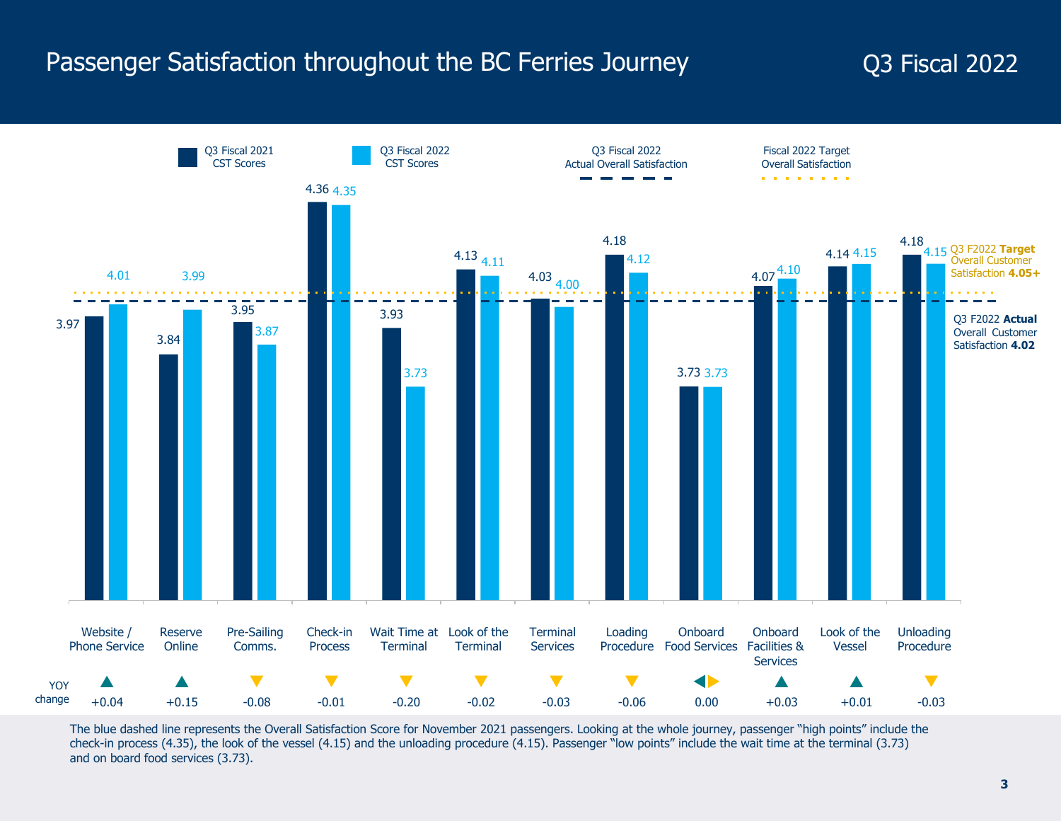# Passenger Satisfaction throughout the BC Ferries Journey

## Q3 Fiscal 2022

| Journey Stage | Q3 Fiscal 2021 CST Scores | Q3 Fiscal 2022 CST Scores | YOY change |
|---|---|---|---|
| Website / Phone Service | 3.97 | 4.01 | ▲ +0.04 |
| Reserve Online | 3.84 | 3.99 | ▲ +0.15 |
| Pre-Sailing Comms. | 3.95 | 3.87 | ▼ -0.08 |
| Check-in Process | 4.36 | 4.35 | ▼ -0.01 |
| Wait Time at Terminal | 3.93 | 3.73 | ▼ -0.20 |
| Look of the Terminal | 4.13 | 4.11 | ▼ -0.02 |
| Terminal Services | 4.03 | 4.00 | ▼ -0.03 |
| Loading Procedure | 4.18 | 4.12 | ▼ -0.06 |
| Onboard Food Services | 3.73 | 3.73 | ◀▶ 0.00 |
| Onboard Facilities & Services | 4.07 | 4.10 | ▲ +0.03 |
| Look of the Vessel | 4.14 | 4.15 | ▲ +0.01 |
| Unloading Procedure | 4.18 | 4.15 | ▼ -0.03 |

Q3 Fiscal 2022 Actual Overall Satisfaction (dashed line) — Q3 F2022 **Actual** Overall Customer Satisfaction **4.02**

Fiscal 2022 Target Overall Satisfaction (dotted line) — Q3 F2022 **Target** Overall Customer Satisfaction **4.05+**

The blue dashed line represents the Overall Satisfaction Score for November 2021 passengers. Looking at the whole journey, passenger "high points" include the check-in process (4.35), the look of the vessel (4.15) and the unloading procedure (4.15). Passenger "low points" include the wait time at the terminal (3.73) and on board food services (3.73).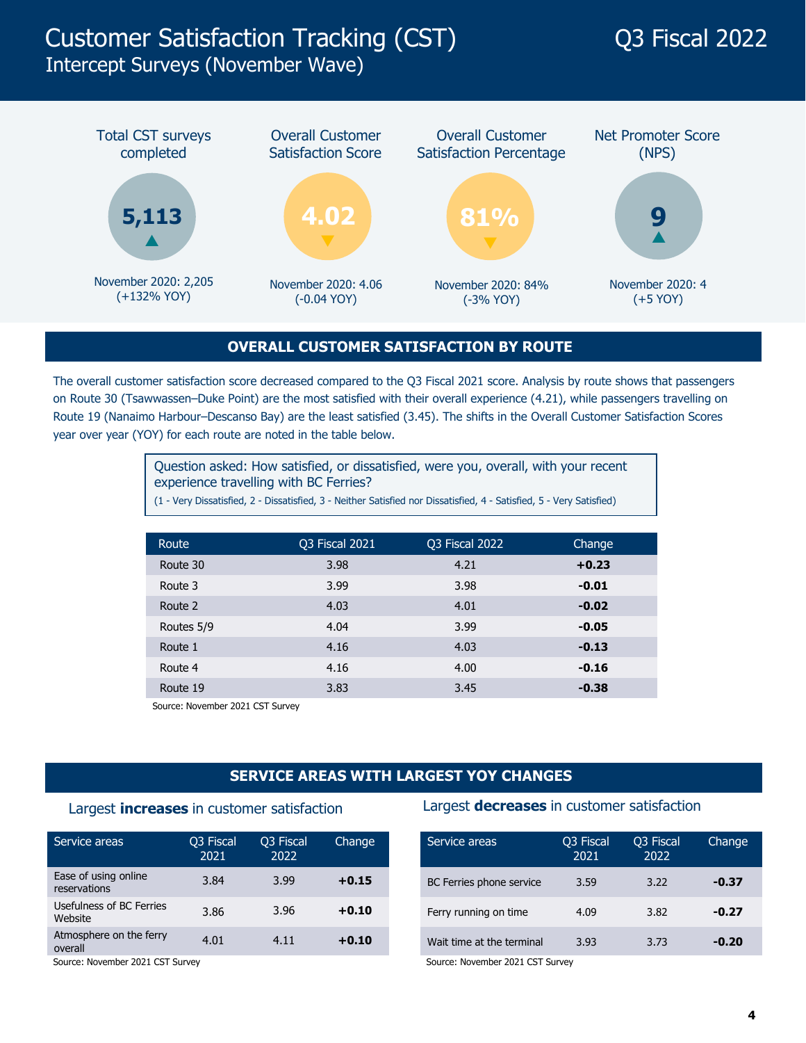# Customer Satisfaction Tracking (CST)

## Intercept Surveys (November Wave)

Q3 Fiscal 2022

| Total CST surveys completed | Overall Customer Satisfaction Score | Overall Customer Satisfaction Percentage | Net Promoter Score (NPS) |
|---|---|---|---|
| 5,113 ▲ | 4.02 ▼ | 81% ▼ | 9 ▲ |
| November 2020: 2,205 (+132% YOY) | November 2020: 4.06 (-0.04 YOY) | November 2020: 84% (-3% YOY) | November 2020: 4 (+5 YOY) |

## OVERALL CUSTOMER SATISFACTION BY ROUTE

The overall customer satisfaction score decreased compared to the Q3 Fiscal 2021 score. Analysis by route shows that passengers on Route 30 (Tsawwassen–Duke Point) are the most satisfied with their overall experience (4.21), while passengers travelling on Route 19 (Nanaimo Harbour–Descanso Bay) are the least satisfied (3.45). The shifts in the Overall Customer Satisfaction Scores year over year (YOY) for each route are noted in the table below.

> Question asked: How satisfied, or dissatisfied, were you, overall, with your recent experience travelling with BC Ferries?
> (1 - Very Dissatisfied, 2 - Dissatisfied, 3 - Neither Satisfied nor Dissatisfied, 4 - Satisfied, 5 - Very Satisfied)

| Route | Q3 Fiscal 2021 | Q3 Fiscal 2022 | Change |
|---|---|---|---|
| Route 30 | 3.98 | 4.21 | **+0.23** |
| Route 3 | 3.99 | 3.98 | **-0.01** |
| Route 2 | 4.03 | 4.01 | **-0.02** |
| Routes 5/9 | 4.04 | 3.99 | **-0.05** |
| Route 1 | 4.16 | 4.03 | **-0.13** |
| Route 4 | 4.16 | 4.00 | **-0.16** |
| Route 19 | 3.83 | 3.45 | **-0.38** |

Source: November 2021 CST Survey

## SERVICE AREAS WITH LARGEST YOY CHANGES

### Largest **increases** in customer satisfaction

| Service areas | Q3 Fiscal 2021 | Q3 Fiscal 2022 | Change |
|---|---|---|---|
| Ease of using online reservations | 3.84 | 3.99 | **+0.15** |
| Usefulness of BC Ferries Website | 3.86 | 3.96 | **+0.10** |
| Atmosphere on the ferry overall | 4.01 | 4.11 | **+0.10** |

Source: November 2021 CST Survey

### Largest **decreases** in customer satisfaction

| Service areas | Q3 Fiscal 2021 | Q3 Fiscal 2022 | Change |
|---|---|---|---|
| BC Ferries phone service | 3.59 | 3.22 | **-0.37** |
| Ferry running on time | 4.09 | 3.82 | **-0.27** |
| Wait time at the terminal | 3.93 | 3.73 | **-0.20** |

Source: November 2021 CST Survey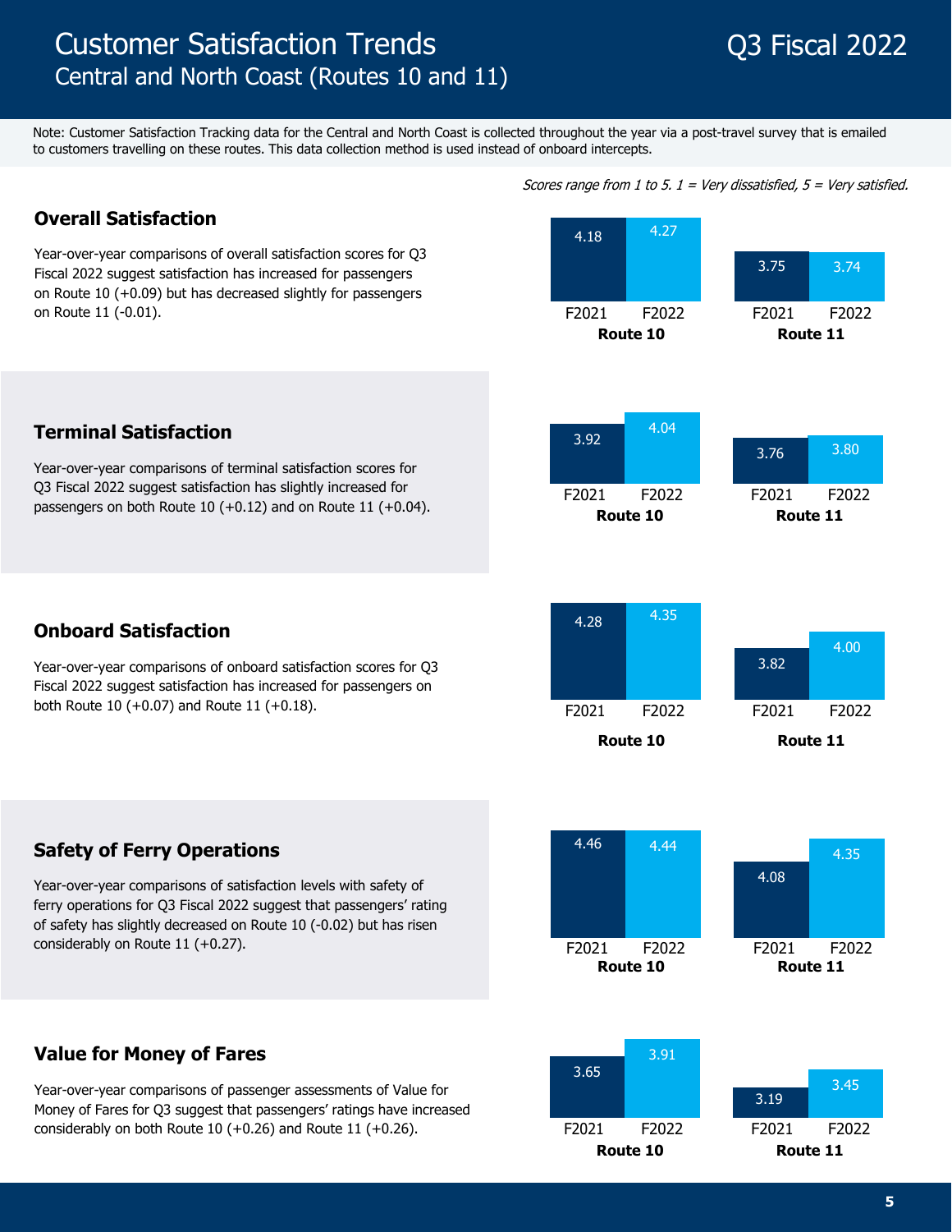# Customer Satisfaction Trends

## Central and North Coast (Routes 10 and 11)

Q3 Fiscal 2022

Note: Customer Satisfaction Tracking data for the Central and North Coast is collected throughout the year via a post-travel survey that is emailed to customers travelling on these routes. This data collection method is used instead of onboard intercepts.

*Scores range from 1 to 5. 1 = Very dissatisfied, 5 = Very satisfied.*

### Overall Satisfaction

Year-over-year comparisons of overall satisfaction scores for Q3 Fiscal 2022 suggest satisfaction has increased for passengers on Route 10 (+0.09) but has decreased slightly for passengers on Route 11 (-0.01).

| | F2021 | F2022 |
|---|---|---|
| Route 10 | 4.18 | 4.27 |
| Route 11 | 3.75 | 3.74 |

### Terminal Satisfaction

Year-over-year comparisons of terminal satisfaction scores for Q3 Fiscal 2022 suggest satisfaction has slightly increased for passengers on both Route 10 (+0.12) and on Route 11 (+0.04).

| | F2021 | F2022 |
|---|---|---|
| Route 10 | 3.92 | 4.04 |
| Route 11 | 3.76 | 3.80 |

### Onboard Satisfaction

Year-over-year comparisons of onboard satisfaction scores for Q3 Fiscal 2022 suggest satisfaction has increased for passengers on both Route 10 (+0.07) and Route 11 (+0.18).

| | F2021 | F2022 |
|---|---|---|
| Route 10 | 4.28 | 4.35 |
| Route 11 | 3.82 | 4.00 |

### Safety of Ferry Operations

Year-over-year comparisons of satisfaction levels with safety of ferry operations for Q3 Fiscal 2022 suggest that passengers' rating of safety has slightly decreased on Route 10 (-0.02) but has risen considerably on Route 11 (+0.27).

| | F2021 | F2022 |
|---|---|---|
| Route 10 | 4.46 | 4.44 |
| Route 11 | 4.08 | 4.35 |

### Value for Money of Fares

Year-over-year comparisons of passenger assessments of Value for Money of Fares for Q3 suggest that passengers' ratings have increased considerably on both Route 10 (+0.26) and Route 11 (+0.26).

| | F2021 | F2022 |
|---|---|---|
| Route 10 | 3.65 | 3.91 |
| Route 11 | 3.19 | 3.45 |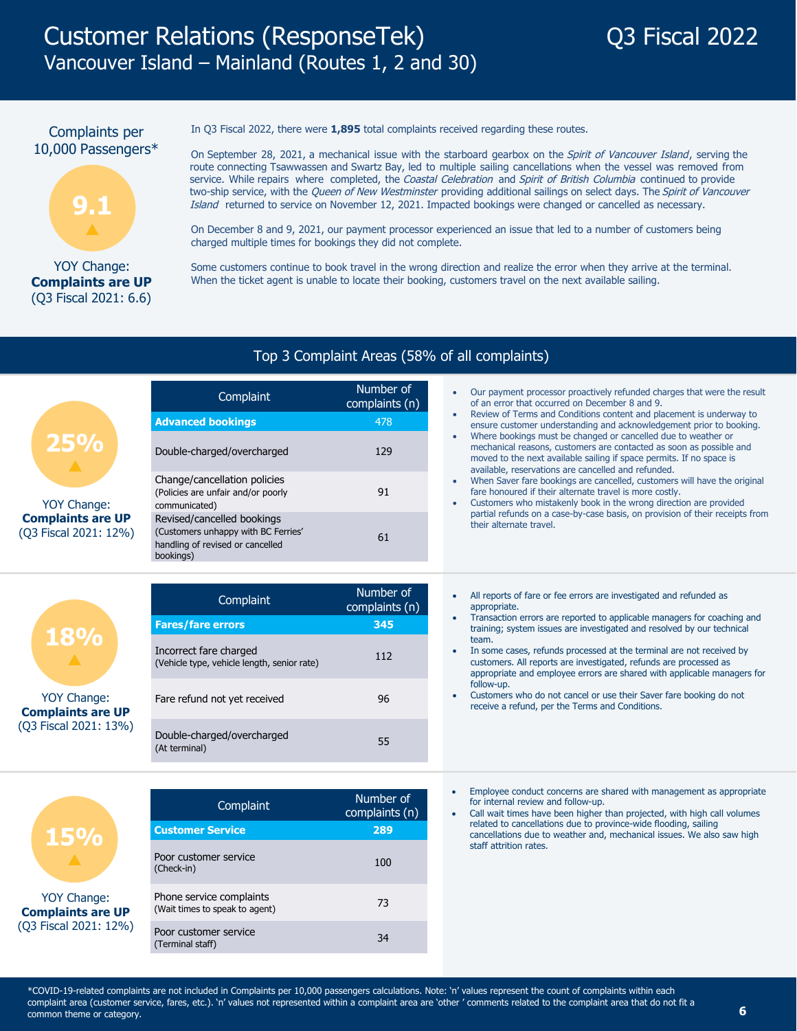# Customer Relations (ResponseTek)

## Vancouver Island – Mainland (Routes 1, 2 and 30)

## Q3 Fiscal 2022

Complaints per 10,000 Passengers*

**9.1** ▲

YOY Change:
**Complaints are UP**
(Q3 Fiscal 2021: 6.6)

In Q3 Fiscal 2022, there were **1,895** total complaints received regarding these routes.

On September 28, 2021, a mechanical issue with the starboard gearbox on the *Spirit of Vancouver Island*, serving the route connecting Tsawwassen and Swartz Bay, led to multiple sailing cancellations when the vessel was removed from service. While repairs where completed, the *Coastal Celebration* and *Spirit of British Columbia* continued to provide two-ship service, with the *Queen of New Westminster* providing additional sailings on select days. The *Spirit of Vancouver Island* returned to service on November 12, 2021. Impacted bookings were changed or cancelled as necessary.

On December 8 and 9, 2021, our payment processor experienced an issue that led to a number of customers being charged multiple times for bookings they did not complete.

Some customers continue to book travel in the wrong direction and realize the error when they arrive at the terminal. When the ticket agent is unable to locate their booking, customers travel on the next available sailing.

## Top 3 Complaint Areas (58% of all complaints)

**25%** ▲

YOY Change:
**Complaints are UP**
(Q3 Fiscal 2021: 12%)

| Complaint | Number of complaints (n) |
|---|---|
| **Advanced bookings** | 478 |
| Double-charged/overcharged | 129 |
| Change/cancellation policies (Policies are unfair and/or poorly communicated) | 91 |
| Revised/cancelled bookings (Customers unhappy with BC Ferries' handling of revised or cancelled bookings) | 61 |

- Our payment processor proactively refunded charges that were the result of an error that occurred on December 8 and 9.
- Review of Terms and Conditions content and placement is underway to ensure customer understanding and acknowledgement prior to booking.
- Where bookings must be changed or cancelled due to weather or mechanical reasons, customers are contacted as soon as possible and moved to the next available sailing if space permits. If no space is available, reservations are cancelled and refunded.
- When Saver fare bookings are cancelled, customers will have the original fare honoured if their alternate travel is more costly.
- Customers who mistakenly book in the wrong direction are provided partial refunds on a case-by-case basis, on provision of their receipts from their alternate travel.

**18%** ▲

YOY Change:
**Complaints are UP**
(Q3 Fiscal 2021: 13%)

| Complaint | Number of complaints (n) |
|---|---|
| **Fares/fare errors** | **345** |
| Incorrect fare charged (Vehicle type, vehicle length, senior rate) | 112 |
| Fare refund not yet received | 96 |
| Double-charged/overcharged (At terminal) | 55 |

- All reports of fare or fee errors are investigated and refunded as appropriate.
- Transaction errors are reported to applicable managers for coaching and training; system issues are investigated and resolved by our technical team.
- In some cases, refunds processed at the terminal are not received by customers. All reports are investigated, refunds are processed as appropriate and employee errors are shared with applicable managers for follow-up.
- Customers who do not cancel or use their Saver fare booking do not receive a refund, per the Terms and Conditions.

**15%** ▲

YOY Change:
**Complaints are UP**
(Q3 Fiscal 2021: 12%)

| Complaint | Number of complaints (n) |
|---|---|
| **Customer Service** | **289** |
| Poor customer service (Check-in) | 100 |
| Phone service complaints (Wait times to speak to agent) | 73 |
| Poor customer service (Terminal staff) | 34 |

- Employee conduct concerns are shared with management as appropriate for internal review and follow-up.
- Call wait times have been higher than projected, with high call volumes related to cancellations due to province-wide flooding, sailing cancellations due to weather and, mechanical issues. We also saw high staff attrition rates.

*COVID-19-related complaints are not included in Complaints per 10,000 passengers calculations. Note: 'n' values represent the count of complaints within each complaint area (customer service, fares, etc.). 'n' values not represented within a complaint area are 'other ' comments related to the complaint area that do not fit a common theme or category.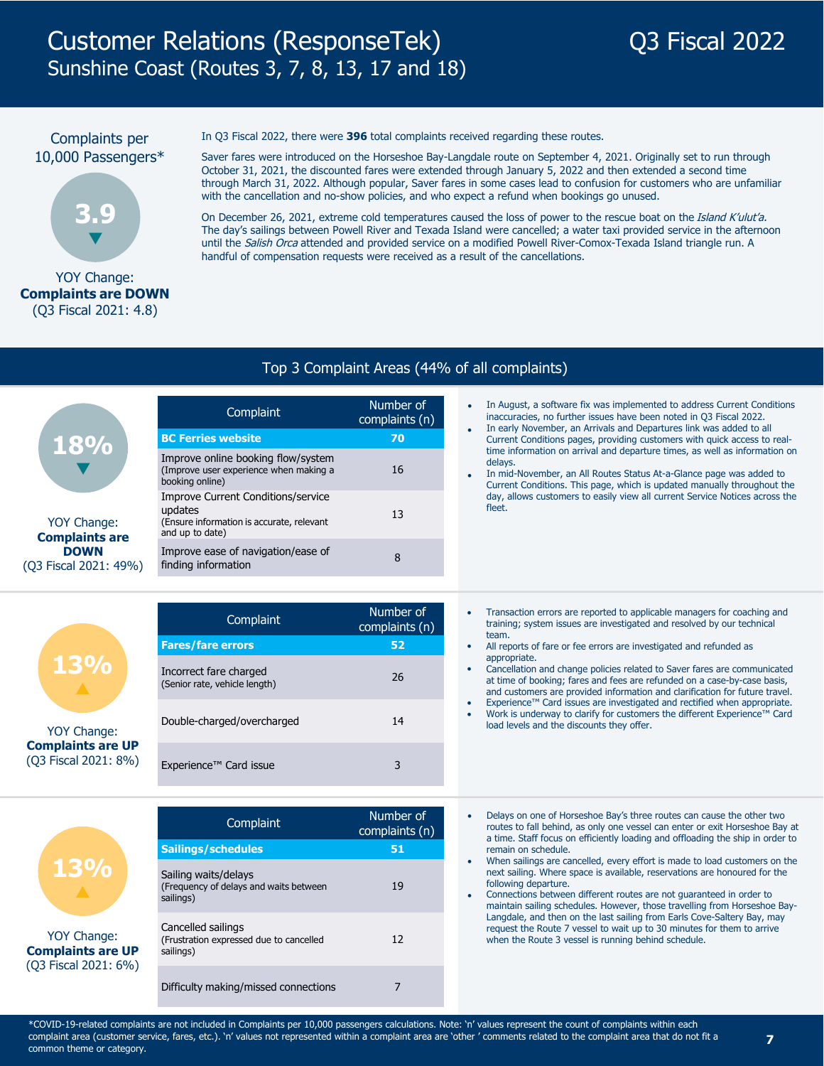# Customer Relations (ResponseTek) Q3 Fiscal 2022
## Sunshine Coast (Routes 3, 7, 8, 13, 17 and 18)

**Complaints per 10,000 Passengers***

**3.9** ▼

YOY Change: **Complaints are DOWN** (Q3 Fiscal 2021: 4.8)

In Q3 Fiscal 2022, there were **396** total complaints received regarding these routes.

Saver fares were introduced on the Horseshoe Bay-Langdale route on September 4, 2021. Originally set to run through October 31, 2021, the discounted fares were extended through January 5, 2022 and then extended a second time through March 31, 2022. Although popular, Saver fares in some cases lead to confusion for customers who are unfamiliar with the cancellation and no-show policies, and who expect a refund when bookings go unused.

On December 26, 2021, extreme cold temperatures caused the loss of power to the rescue boat on the *Island K'ulut'a.* The day's sailings between Powell River and Texada Island were cancelled; a water taxi provided service in the afternoon until the *Salish Orca* attended and provided service on a modified Powell River-Comox-Texada Island triangle run. A handful of compensation requests were received as a result of the cancellations.

## Top 3 Complaint Areas (44% of all complaints)

**18%** ▼

YOY Change: **Complaints are DOWN** (Q3 Fiscal 2021: 49%)

| Complaint | Number of complaints (n) |
|---|---|
| **BC Ferries website** | **70** |
| Improve online booking flow/system (Improve user experience when making a booking online) | 16 |
| Improve Current Conditions/service updates (Ensure information is accurate, relevant and up to date) | 13 |
| Improve ease of navigation/ease of finding information | 8 |

- In August, a software fix was implemented to address Current Conditions inaccuracies, no further issues have been noted in Q3 Fiscal 2022.
- In early November, an Arrivals and Departures link was added to all Current Conditions pages, providing customers with quick access to real-time information on arrival and departure times, as well as information on delays.
- In mid-November, an All Routes Status At-a-Glance page was added to Current Conditions. This page, which is updated manually throughout the day, allows customers to easily view all current Service Notices across the fleet.

**13%** ▲

YOY Change: **Complaints are UP** (Q3 Fiscal 2021: 8%)

| Complaint | Number of complaints (n) |
|---|---|
| **Fares/fare errors** | **52** |
| Incorrect fare charged (Senior rate, vehicle length) | 26 |
| Double-charged/overcharged | 14 |
| Experience™ Card issue | 3 |

- Transaction errors are reported to applicable managers for coaching and training; system issues are investigated and resolved by our technical team.
- All reports of fare or fee errors are investigated and refunded as appropriate.
- Cancellation and change policies related to Saver fares are communicated at time of booking; fares and fees are refunded on a case-by-case basis, and customers are provided information and clarification for future travel.
- Experience™ Card issues are investigated and rectified when appropriate.
- Work is underway to clarify for customers the different Experience™ Card load levels and the discounts they offer.

**13%** ▲

YOY Change: **Complaints are UP** (Q3 Fiscal 2021: 6%)

| Complaint | Number of complaints (n) |
|---|---|
| **Sailings/schedules** | **51** |
| Sailing waits/delays (Frequency of delays and waits between sailings) | 19 |
| Cancelled sailings (Frustration expressed due to cancelled sailings) | 12 |
| Difficulty making/missed connections | 7 |

- Delays on one of Horseshoe Bay's three routes can cause the other two routes to fall behind, as only one vessel can enter or exit Horseshoe Bay at a time. Staff focus on efficiently loading and offloading the ship in order to remain on schedule.
- When sailings are cancelled, every effort is made to load customers on the next sailing. Where space is available, reservations are honoured for the following departure.
- Connections between different routes are not guaranteed in order to maintain sailing schedules. However, those travelling from Horseshoe Bay-Langdale, and then on the last sailing from Earls Cove-Saltery Bay, may request the Route 7 vessel to wait up to 30 minutes for them to arrive when the Route 3 vessel is running behind schedule.

*COVID-19-related complaints are not included in Complaints per 10,000 passengers calculations. Note: 'n' values represent the count of complaints within each complaint area (customer service, fares, etc.). 'n' values not represented within a complaint area are 'other ' comments related to the complaint area that do not fit a common theme or category.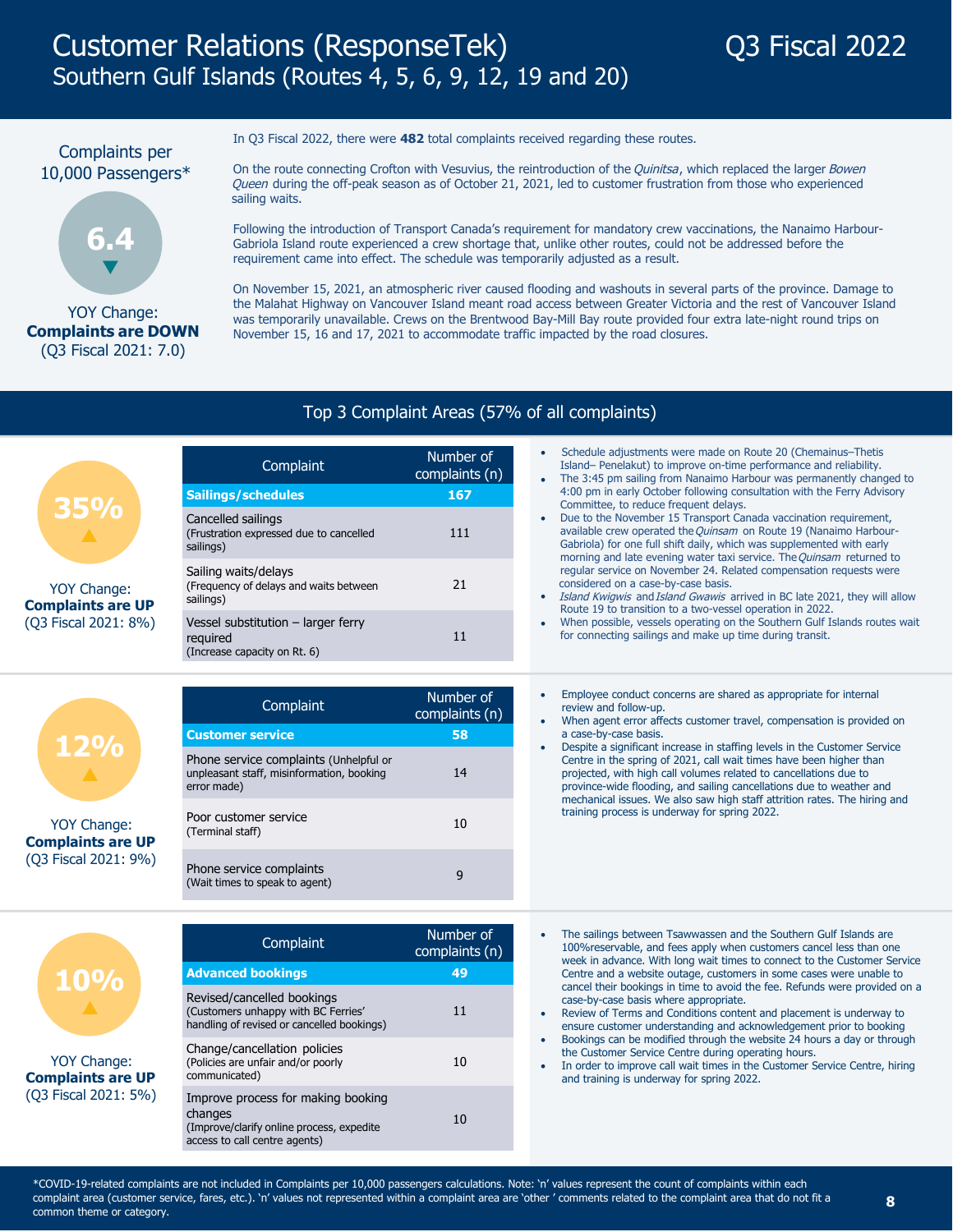# Customer Relations (ResponseTek)

## Southern Gulf Islands (Routes 4, 5, 6, 9, 12, 19 and 20)

Q3 Fiscal 2022

Complaints per 10,000 Passengers*

**6.4** ▼

YOY Change: **Complaints are DOWN** (Q3 Fiscal 2021: 7.0)

In Q3 Fiscal 2022, there were **482** total complaints received regarding these routes.

On the route connecting Crofton with Vesuvius, the reintroduction of the *Quinitsa*, which replaced the larger *Bowen Queen* during the off-peak season as of October 21, 2021, led to customer frustration from those who experienced sailing waits.

Following the introduction of Transport Canada's requirement for mandatory crew vaccinations, the Nanaimo Harbour-Gabriola Island route experienced a crew shortage that, unlike other routes, could not be addressed before the requirement came into effect. The schedule was temporarily adjusted as a result.

On November 15, 2021, an atmospheric river caused flooding and washouts in several parts of the province. Damage to the Malahat Highway on Vancouver Island meant road access between Greater Victoria and the rest of Vancouver Island was temporarily unavailable. Crews on the Brentwood Bay-Mill Bay route provided four extra late-night round trips on November 15, 16 and 17, 2021 to accommodate traffic impacted by the road closures.

## Top 3 Complaint Areas (57% of all complaints)

**35%** ▲

YOY Change: **Complaints are UP** (Q3 Fiscal 2021: 8%)

| Complaint | Number of complaints (n) |
|---|---|
| **Sailings/schedules** | **167** |
| Cancelled sailings (Frustration expressed due to cancelled sailings) | 111 |
| Sailing waits/delays (Frequency of delays and waits between sailings) | 21 |
| Vessel substitution – larger ferry required (Increase capacity on Rt. 6) | 11 |

- Schedule adjustments were made on Route 20 (Chemainus–Thetis Island– Penelakut) to improve on-time performance and reliability.
- The 3:45 pm sailing from Nanaimo Harbour was permanently changed to 4:00 pm in early October following consultation with the Ferry Advisory Committee, to reduce frequent delays.
- Due to the November 15 Transport Canada vaccination requirement, available crew operated the *Quinsam* on Route 19 (Nanaimo Harbour-Gabriola) for one full shift daily, which was supplemented with early morning and late evening water taxi service. The *Quinsam* returned to regular service on November 24. Related compensation requests were considered on a case-by-case basis.
- *Island Kwigwis* and *Island Gwawis* arrived in BC late 2021, they will allow Route 19 to transition to a two-vessel operation in 2022.
- When possible, vessels operating on the Southern Gulf Islands routes wait for connecting sailings and make up time during transit.

**12%** ▲

YOY Change: **Complaints are UP** (Q3 Fiscal 2021: 9%)

| Complaint | Number of complaints (n) |
|---|---|
| **Customer service** | **58** |
| Phone service complaints (Unhelpful or unpleasant staff, misinformation, booking error made) | 14 |
| Poor customer service (Terminal staff) | 10 |
| Phone service complaints (Wait times to speak to agent) | 9 |

- Employee conduct concerns are shared as appropriate for internal review and follow-up.
- When agent error affects customer travel, compensation is provided on a case-by-case basis.
- Despite a significant increase in staffing levels in the Customer Service Centre in the spring of 2021, call wait times have been higher than projected, with high call volumes related to cancellations due to province-wide flooding, and sailing cancellations due to weather and mechanical issues. We also saw high staff attrition rates. The hiring and training process is underway for spring 2022.

**10%** ▲

YOY Change: **Complaints are UP** (Q3 Fiscal 2021: 5%)

| Complaint | Number of complaints (n) |
|---|---|
| **Advanced bookings** | **49** |
| Revised/cancelled bookings (Customers unhappy with BC Ferries' handling of revised or cancelled bookings) | 11 |
| Change/cancellation policies (Policies are unfair and/or poorly communicated) | 10 |
| Improve process for making booking changes (Improve/clarify online process, expedite access to call centre agents) | 10 |

- The sailings between Tsawwassen and the Southern Gulf Islands are 100%reservable, and fees apply when customers cancel less than one week in advance. With long wait times to connect to the Customer Service Centre and a website outage, customers in some cases were unable to cancel their bookings in time to avoid the fee. Refunds were provided on a case-by-case basis where appropriate.
- Review of Terms and Conditions content and placement is underway to ensure customer understanding and acknowledgement prior to booking
- Bookings can be modified through the website 24 hours a day or through the Customer Service Centre during operating hours.
- In order to improve call wait times in the Customer Service Centre, hiring and training is underway for spring 2022.

*COVID-19-related complaints are not included in Complaints per 10,000 passengers calculations. Note: 'n' values represent the count of complaints within each complaint area (customer service, fares, etc.). 'n' values not represented within a complaint area are 'other ' comments related to the complaint area that do not fit a common theme or category.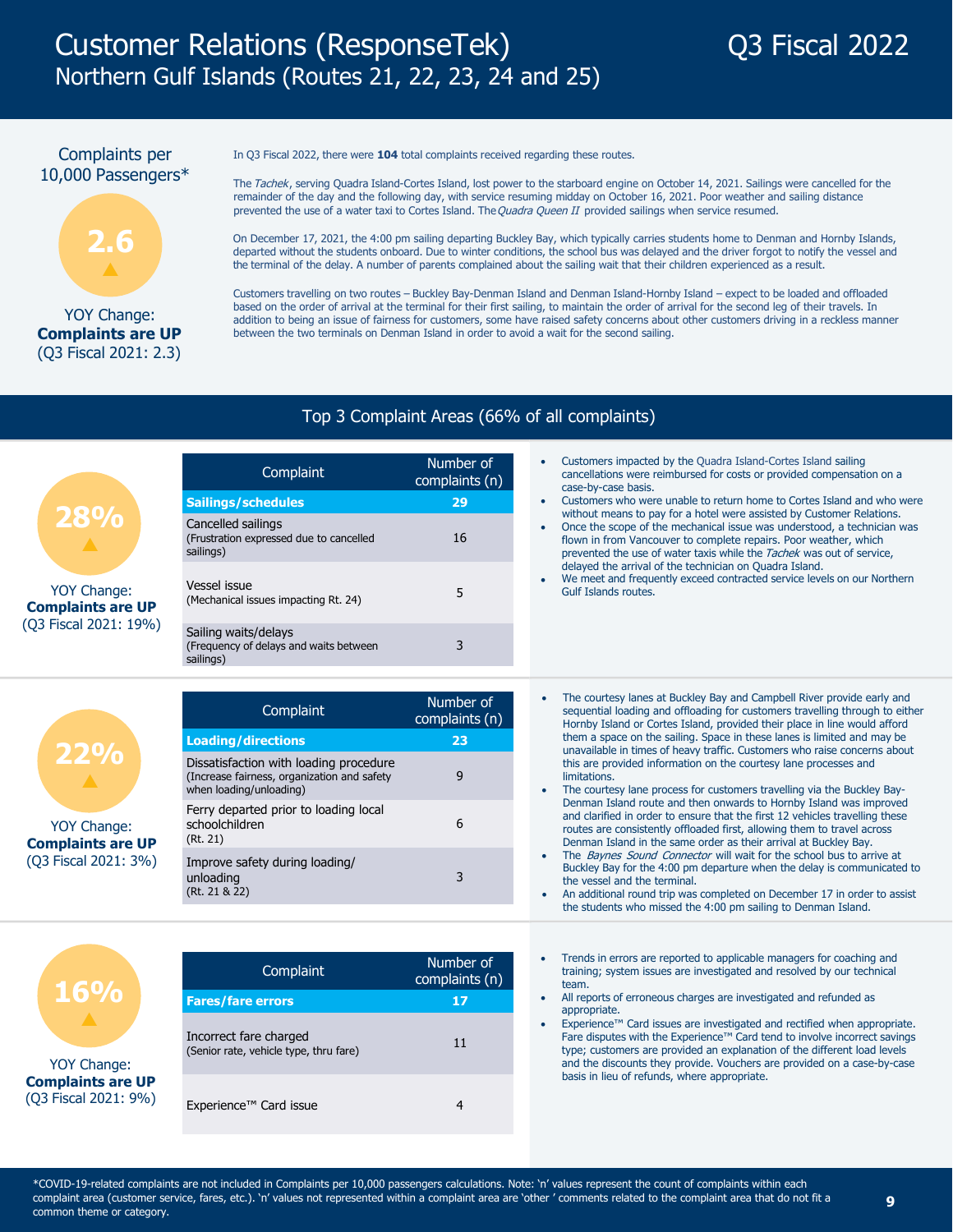# Customer Relations (ResponseTek) Q3 Fiscal 2022
## Northern Gulf Islands (Routes 21, 22, 23, 24 and 25)

**Complaints per 10,000 Passengers***

**2.6** ▲

YOY Change: **Complaints are UP** (Q3 Fiscal 2021: 2.3)

In Q3 Fiscal 2022, there were **104** total complaints received regarding these routes.

The *Tachek*, serving Quadra Island-Cortes Island, lost power to the starboard engine on October 14, 2021. Sailings were cancelled for the remainder of the day and the following day, with service resuming midday on October 16, 2021. Poor weather and sailing distance prevented the use of a water taxi to Cortes Island. The *Quadra Queen II* provided sailings when service resumed.

On December 17, 2021, the 4:00 pm sailing departing Buckley Bay, which typically carries students home to Denman and Hornby Islands, departed without the students onboard. Due to winter conditions, the school bus was delayed and the driver forgot to notify the vessel and the terminal of the delay. A number of parents complained about the sailing wait that their children experienced as a result.

Customers travelling on two routes – Buckley Bay-Denman Island and Denman Island-Hornby Island – expect to be loaded and offloaded based on the order of arrival at the terminal for their first sailing, to maintain the order of arrival for the second leg of their travels. In addition to being an issue of fairness for customers, some have raised safety concerns about other customers driving in a reckless manner between the two terminals on Denman Island in order to avoid a wait for the second sailing.

## Top 3 Complaint Areas (66% of all complaints)

**28%** ▲

YOY Change: **Complaints are UP** (Q3 Fiscal 2021: 19%)

| Complaint | Number of complaints (n) |
|---|---|
| **Sailings/schedules** | **29** |
| Cancelled sailings (Frustration expressed due to cancelled sailings) | 16 |
| Vessel issue (Mechanical issues impacting Rt. 24) | 5 |
| Sailing waits/delays (Frequency of delays and waits between sailings) | 3 |

- Customers impacted by the Quadra Island-Cortes Island sailing cancellations were reimbursed for costs or provided compensation on a case-by-case basis.
- Customers who were unable to return home to Cortes Island and who were without means to pay for a hotel were assisted by Customer Relations.
- Once the scope of the mechanical issue was understood, a technician was flown in from Vancouver to complete repairs. Poor weather, which prevented the use of water taxis while the *Tachek* was out of service, delayed the arrival of the technician on Quadra Island.
- We meet and frequently exceed contracted service levels on our Northern Gulf Islands routes.

**22%** ▲

YOY Change: **Complaints are UP** (Q3 Fiscal 2021: 3%)

| Complaint | Number of complaints (n) |
|---|---|
| **Loading/directions** | **23** |
| Dissatisfaction with loading procedure (Increase fairness, organization and safety when loading/unloading) | 9 |
| Ferry departed prior to loading local schoolchildren (Rt. 21) | 6 |
| Improve safety during loading/ unloading (Rt. 21 & 22) | 3 |

- The courtesy lanes at Buckley Bay and Campbell River provide early and sequential loading and offloading for customers travelling through to either Hornby Island or Cortes Island, provided their place in line would afford them a space on the sailing. Space in these lanes is limited and may be unavailable in times of heavy traffic. Customers who raise concerns about this are provided information on the courtesy lane processes and limitations.
- The courtesy lane process for customers travelling via the Buckley Bay-Denman Island route and then onwards to Hornby Island was improved and clarified in order to ensure that the first 12 vehicles travelling these routes are consistently offloaded first, allowing them to travel across Denman Island in the same order as their arrival at Buckley Bay.
- The *Baynes Sound Connector* will wait for the school bus to arrive at Buckley Bay for the 4:00 pm departure when the delay is communicated to the vessel and the terminal.
- An additional round trip was completed on December 17 in order to assist the students who missed the 4:00 pm sailing to Denman Island.

**16%** ▲

YOY Change: **Complaints are UP** (Q3 Fiscal 2021: 9%)

| Complaint | Number of complaints (n) |
|---|---|
| **Fares/fare errors** | **17** |
| Incorrect fare charged (Senior rate, vehicle type, thru fare) | 11 |
| Experience™ Card issue | 4 |

- Trends in errors are reported to applicable managers for coaching and training; system issues are investigated and resolved by our technical team.
- All reports of erroneous charges are investigated and refunded as appropriate.
- Experience™ Card issues are investigated and rectified when appropriate. Fare disputes with the Experience™ Card tend to involve incorrect savings type; customers are provided an explanation of the different load levels and the discounts they provide. Vouchers are provided on a case-by-case basis in lieu of refunds, where appropriate.

*COVID-19-related complaints are not included in Complaints per 10,000 passengers calculations. Note: 'n' values represent the count of complaints within each complaint area (customer service, fares, etc.). 'n' values not represented within a complaint area are 'other' comments related to the complaint area that do not fit a common theme or category.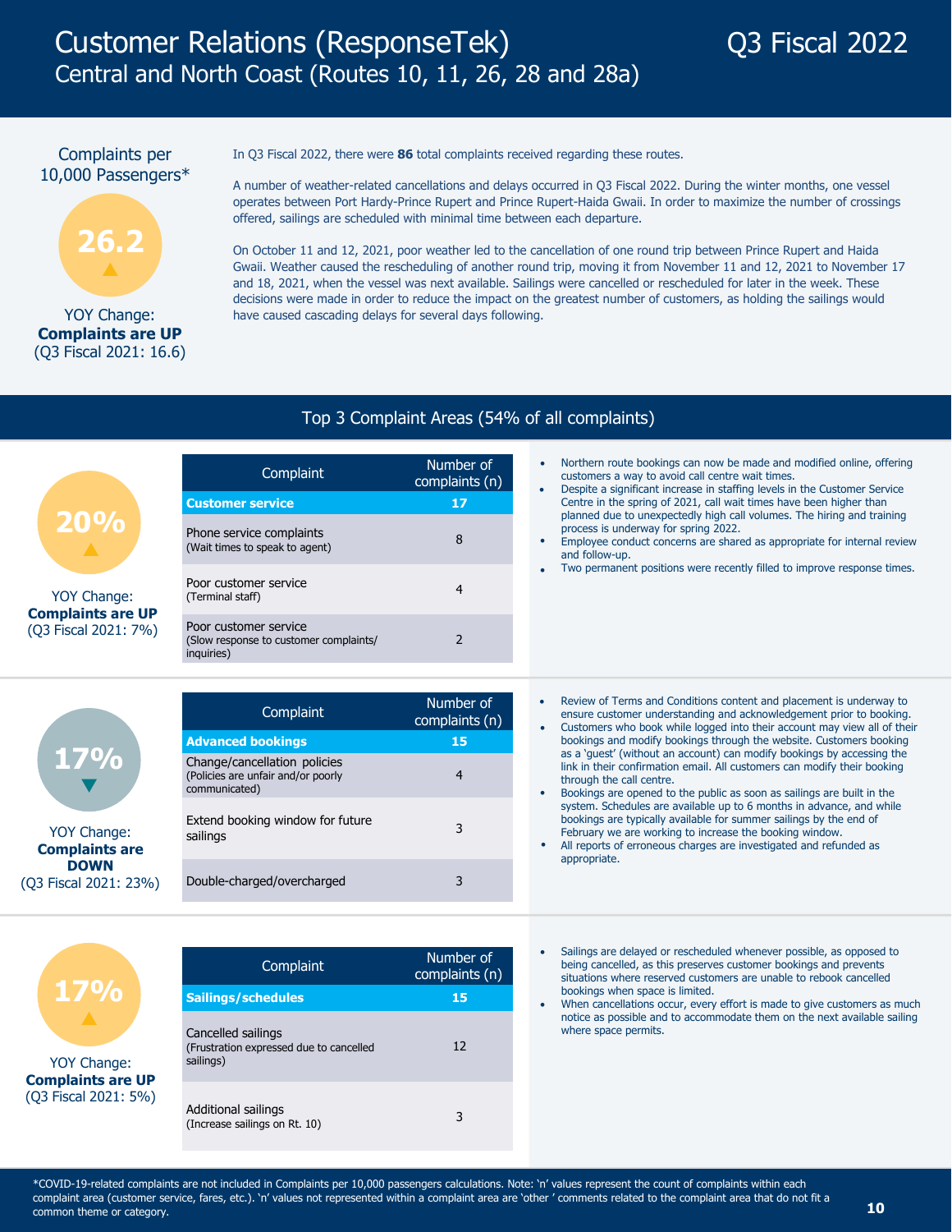# Customer Relations (ResponseTek)

## Central and North Coast (Routes 10, 11, 26, 28 and 28a)

Q3 Fiscal 2022

Complaints per 10,000 Passengers*

**26.2** ▲

YOY Change: **Complaints are UP** (Q3 Fiscal 2021: 16.6)

In Q3 Fiscal 2022, there were **86** total complaints received regarding these routes.

A number of weather-related cancellations and delays occurred in Q3 Fiscal 2022. During the winter months, one vessel operates between Port Hardy-Prince Rupert and Prince Rupert-Haida Gwaii. In order to maximize the number of crossings offered, sailings are scheduled with minimal time between each departure.

On October 11 and 12, 2021, poor weather led to the cancellation of one round trip between Prince Rupert and Haida Gwaii. Weather caused the rescheduling of another round trip, moving it from November 11 and 12, 2021 to November 17 and 18, 2021, when the vessel was next available. Sailings were cancelled or rescheduled for later in the week. These decisions were made in order to reduce the impact on the greatest number of customers, as holding the sailings would have caused cascading delays for several days following.

## Top 3 Complaint Areas (54% of all complaints)

**20%** ▲

YOY Change: **Complaints are UP** (Q3 Fiscal 2021: 7%)

| Complaint | Number of complaints (n) |
|---|---|
| **Customer service** | **17** |
| Phone service complaints (Wait times to speak to agent) | 8 |
| Poor customer service (Terminal staff) | 4 |
| Poor customer service (Slow response to customer complaints/ inquiries) | 2 |

- Northern route bookings can now be made and modified online, offering customers a way to avoid call centre wait times.
- Despite a significant increase in staffing levels in the Customer Service Centre in the spring of 2021, call wait times have been higher than planned due to unexpectedly high call volumes. The hiring and training process is underway for spring 2022.
- Employee conduct concerns are shared as appropriate for internal review and follow-up.
- Two permanent positions were recently filled to improve response times.

**17%** ▼

YOY Change: **Complaints are DOWN** (Q3 Fiscal 2021: 23%)

| Complaint | Number of complaints (n) |
|---|---|
| **Advanced bookings** | **15** |
| Change/cancellation policies (Policies are unfair and/or poorly communicated) | 4 |
| Extend booking window for future sailings | 3 |
| Double-charged/overcharged | 3 |

- Review of Terms and Conditions content and placement is underway to ensure customer understanding and acknowledgement prior to booking.
- Customers who book while logged into their account may view all of their bookings and modify bookings through the website. Customers booking as a 'guest' (without an account) can modify bookings by accessing the link in their confirmation email. All customers can modify their booking through the call centre.
- Bookings are opened to the public as soon as sailings are built in the system. Schedules are available up to 6 months in advance, and while bookings are typically available for summer sailings by the end of February we are working to increase the booking window.
- All reports of erroneous charges are investigated and refunded as appropriate.

**17%** ▲

YOY Change: **Complaints are UP** (Q3 Fiscal 2021: 5%)

| Complaint | Number of complaints (n) |
|---|---|
| **Sailings/schedules** | **15** |
| Cancelled sailings (Frustration expressed due to cancelled sailings) | 12 |
| Additional sailings (Increase sailings on Rt. 10) | 3 |

- Sailings are delayed or rescheduled whenever possible, as opposed to being cancelled, as this preserves customer bookings and prevents situations where reserved customers are unable to rebook cancelled bookings when space is limited.
- When cancellations occur, every effort is made to give customers as much notice as possible and to accommodate them on the next available sailing where space permits.

*COVID-19-related complaints are not included in Complaints per 10,000 passengers calculations. Note: 'n' values represent the count of complaints within each complaint area (customer service, fares, etc.). 'n' values not represented within a complaint area are 'other ' comments related to the complaint area that do not fit a common theme or category.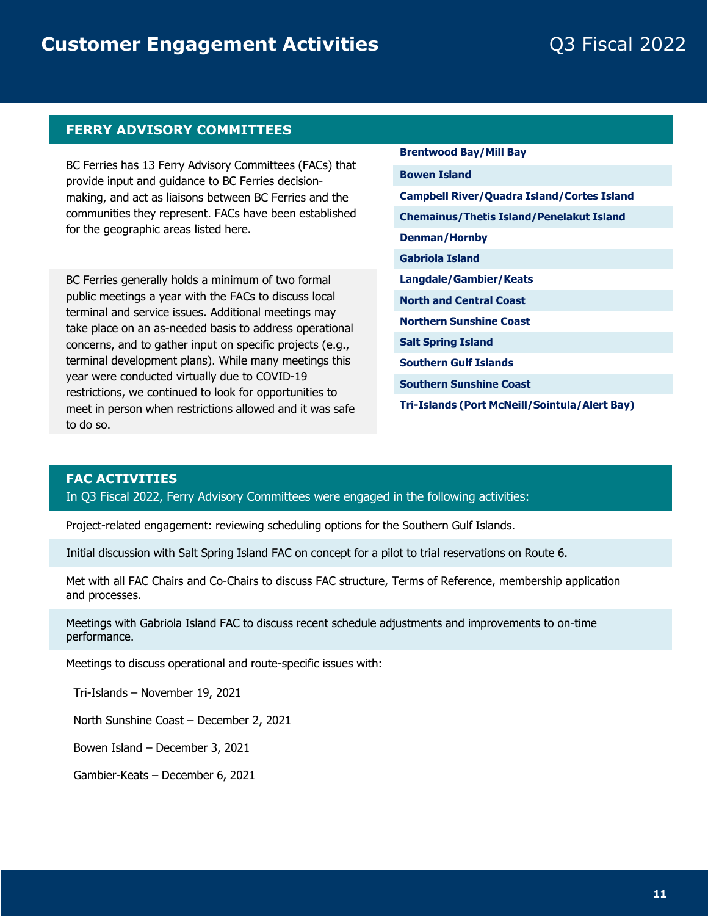# Customer Engagement Activities

Q3 Fiscal 2022

## FERRY ADVISORY COMMITTEES

BC Ferries has 13 Ferry Advisory Committees (FACs) that provide input and guidance to BC Ferries decision-making, and act as liaisons between BC Ferries and the communities they represent. FACs have been established for the geographic areas listed here.

BC Ferries generally holds a minimum of two formal public meetings a year with the FACs to discuss local terminal and service issues. Additional meetings may take place on an as-needed basis to address operational concerns, and to gather input on specific projects (e.g., terminal development plans). While many meetings this year were conducted virtually due to COVID-19 restrictions, we continued to look for opportunities to meet in person when restrictions allowed and it was safe to do so.

- **Brentwood Bay/Mill Bay**
- **Bowen Island**
- **Campbell River/Quadra Island/Cortes Island**
- **Chemainus/Thetis Island/Penelakut Island**
- **Denman/Hornby**
- **Gabriola Island**
- **Langdale/Gambier/Keats**
- **North and Central Coast**
- **Northern Sunshine Coast**
- **Salt Spring Island**
- **Southern Gulf Islands**
- **Southern Sunshine Coast**
- **Tri-Islands (Port McNeill/Sointula/Alert Bay)**

## FAC ACTIVITIES

In Q3 Fiscal 2022, Ferry Advisory Committees were engaged in the following activities:

Project-related engagement: reviewing scheduling options for the Southern Gulf Islands.

Initial discussion with Salt Spring Island FAC on concept for a pilot to trial reservations on Route 6.

Met with all FAC Chairs and Co-Chairs to discuss FAC structure, Terms of Reference, membership application and processes.

Meetings with Gabriola Island FAC to discuss recent schedule adjustments and improvements to on-time performance.

Meetings to discuss operational and route-specific issues with:

- Tri-Islands – November 19, 2021
- North Sunshine Coast – December 2, 2021
- Bowen Island – December 3, 2021
- Gambier-Keats – December 6, 2021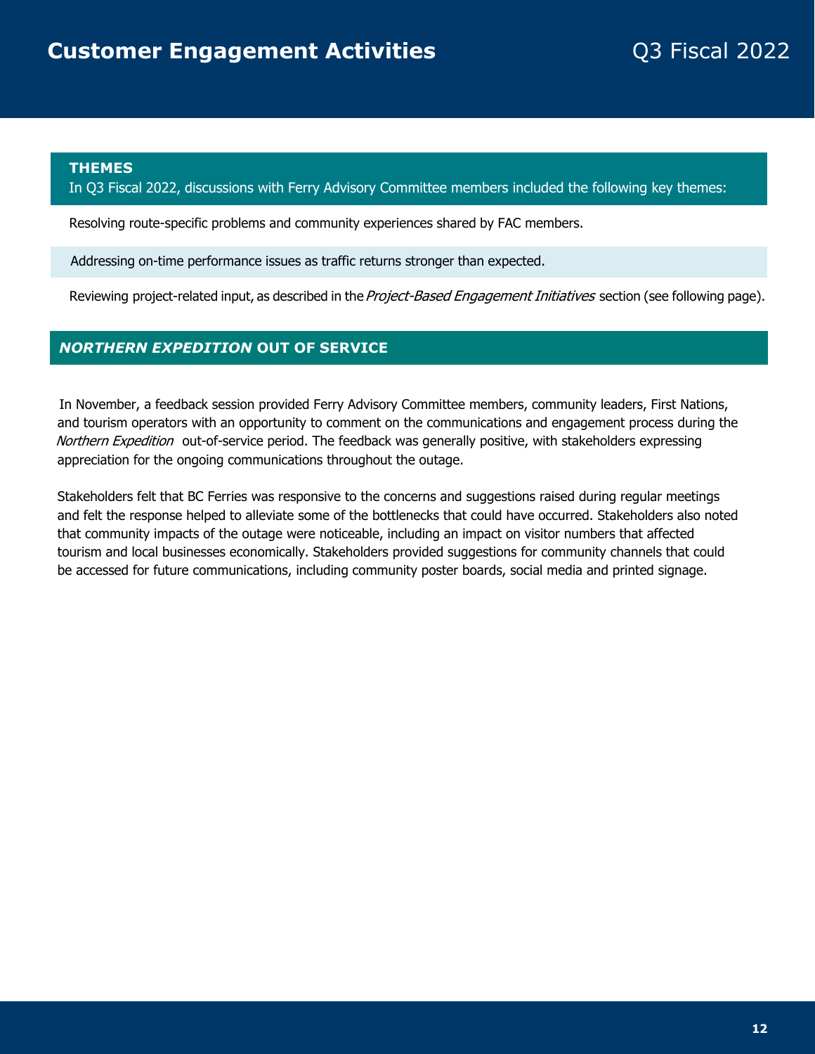# Customer Engagement Activities

Q3 Fiscal 2022

**THEMES**

In Q3 Fiscal 2022, discussions with Ferry Advisory Committee members included the following key themes:

- Resolving route-specific problems and community experiences shared by FAC members.
- Addressing on-time performance issues as traffic returns stronger than expected.
- Reviewing project-related input, as described in the *Project-Based Engagement Initiatives* section (see following page).

## *NORTHERN EXPEDITION* OUT OF SERVICE

In November, a feedback session provided Ferry Advisory Committee members, community leaders, First Nations, and tourism operators with an opportunity to comment on the communications and engagement process during the *Northern Expedition* out-of-service period. The feedback was generally positive, with stakeholders expressing appreciation for the ongoing communications throughout the outage.

Stakeholders felt that BC Ferries was responsive to the concerns and suggestions raised during regular meetings and felt the response helped to alleviate some of the bottlenecks that could have occurred. Stakeholders also noted that community impacts of the outage were noticeable, including an impact on visitor numbers that affected tourism and local businesses economically. Stakeholders provided suggestions for community channels that could be accessed for future communications, including community poster boards, social media and printed signage.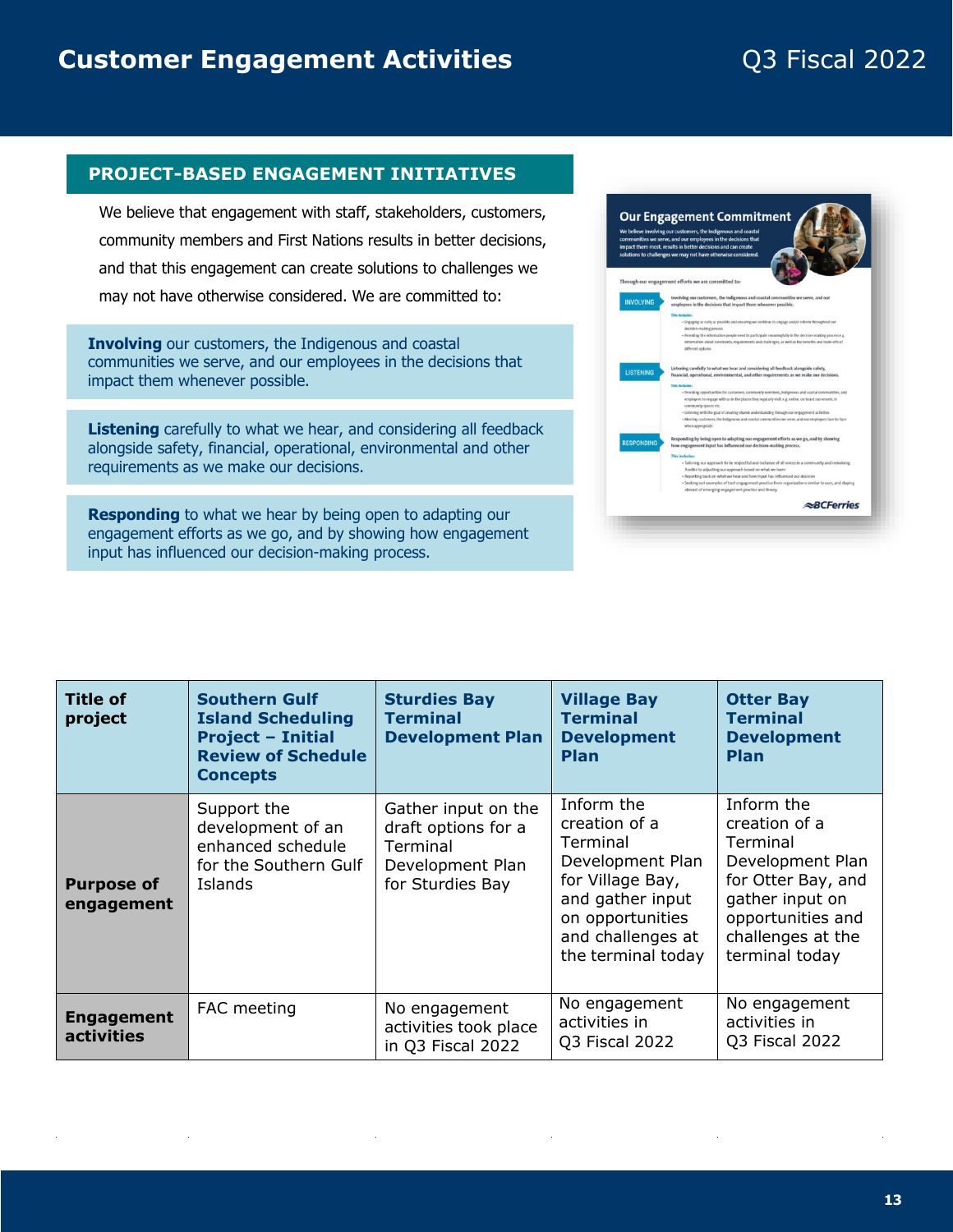# Customer Engagement Activities

Q3 Fiscal 2022

## PROJECT-BASED ENGAGEMENT INITIATIVES

We believe that engagement with staff, stakeholders, customers, community members and First Nations results in better decisions, and that this engagement can create solutions to challenges we may not have otherwise considered. We are committed to:

**Involving** our customers, the Indigenous and coastal communities we serve, and our employees in the decisions that impact them whenever possible.

**Listening** carefully to what we hear, and considering all feedback alongside safety, financial, operational, environmental and other requirements as we make our decisions.

**Responding** to what we hear by being open to adapting our engagement efforts as we go, and by showing how engagement input has influenced our decision-making process.

| **Title of project** | **Southern Gulf Island Scheduling Project – Initial Review of Schedule Concepts** | **Sturdies Bay Terminal Development Plan** | **Village Bay Terminal Development Plan** | **Otter Bay Terminal Development Plan** |
|---|---|---|---|---|
| **Purpose of engagement** | Support the development of an enhanced schedule for the Southern Gulf Islands | Gather input on the draft options for a Terminal Development Plan for Sturdies Bay | Inform the creation of a Terminal Development Plan for Village Bay, and gather input on opportunities and challenges at the terminal today | Inform the creation of a Terminal Development Plan for Otter Bay, and gather input on opportunities and challenges at the terminal today |
| **Engagement activities** | FAC meeting | No engagement activities took place in Q3 Fiscal 2022 | No engagement activities in Q3 Fiscal 2022 | No engagement activities in Q3 Fiscal 2022 |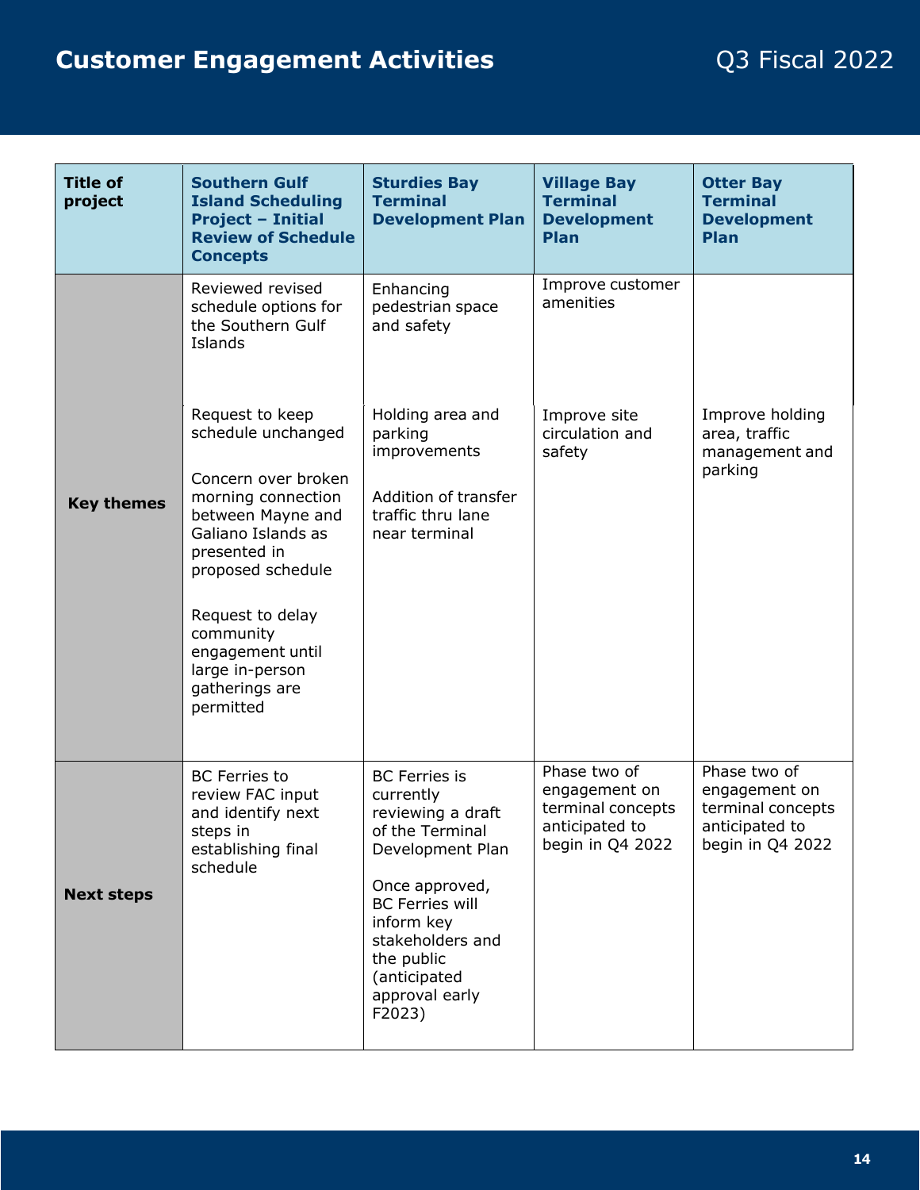# Customer Engagement Activities

Q3 Fiscal 2022

| Title of project | Southern Gulf Island Scheduling Project – Initial Review of Schedule Concepts | Sturdies Bay Terminal Development Plan | Village Bay Terminal Development Plan | Otter Bay Terminal Development Plan |
|---|---|---|---|---|
| Key themes | Reviewed revised schedule options for the Southern Gulf Islands<br><br>Request to keep schedule unchanged<br><br>Concern over broken morning connection between Mayne and Galiano Islands as presented in proposed schedule<br><br>Request to delay community engagement until large in-person gatherings are permitted | Enhancing pedestrian space and safety<br><br>Holding area and parking improvements<br><br>Addition of transfer traffic thru lane near terminal | Improve customer amenities<br><br>Improve site circulation and safety | Improve holding area, traffic management and parking |
| Next steps | BC Ferries to review FAC input and identify next steps in establishing final schedule | BC Ferries is currently reviewing a draft of the Terminal Development Plan<br><br>Once approved, BC Ferries will inform key stakeholders and the public (anticipated approval early F2023) | Phase two of engagement on terminal concepts anticipated to begin in Q4 2022 | Phase two of engagement on terminal concepts anticipated to begin in Q4 2022 |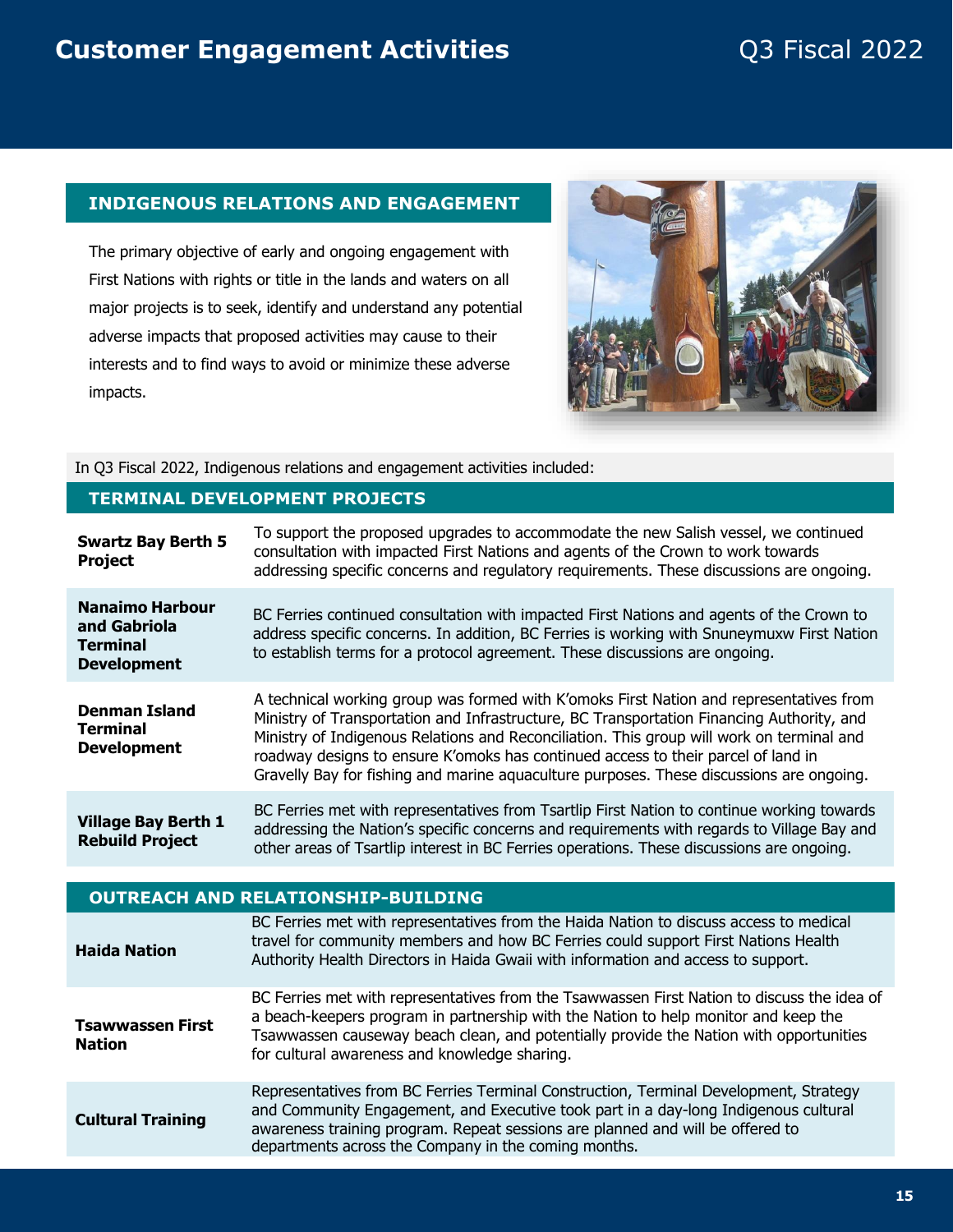# Customer Engagement Activities

Q3 Fiscal 2022

## INDIGENOUS RELATIONS AND ENGAGEMENT

The primary objective of early and ongoing engagement with First Nations with rights or title in the lands and waters on all major projects is to seek, identify and understand any potential adverse impacts that proposed activities may cause to their interests and to find ways to avoid or minimize these adverse impacts.

In Q3 Fiscal 2022, Indigenous relations and engagement activities included:

### TERMINAL DEVELOPMENT PROJECTS

| | |
|---|---|
| **Swartz Bay Berth 5 Project** | To support the proposed upgrades to accommodate the new Salish vessel, we continued consultation with impacted First Nations and agents of the Crown to work towards addressing specific concerns and regulatory requirements. These discussions are ongoing. |
| **Nanaimo Harbour and Gabriola Terminal Development** | BC Ferries continued consultation with impacted First Nations and agents of the Crown to address specific concerns. In addition, BC Ferries is working with Snuneymuxw First Nation to establish terms for a protocol agreement. These discussions are ongoing. |
| **Denman Island Terminal Development** | A technical working group was formed with K'omoks First Nation and representatives from Ministry of Transportation and Infrastructure, BC Transportation Financing Authority, and Ministry of Indigenous Relations and Reconciliation. This group will work on terminal and roadway designs to ensure K'omoks has continued access to their parcel of land in Gravelly Bay for fishing and marine aquaculture purposes. These discussions are ongoing. |
| **Village Bay Berth 1 Rebuild Project** | BC Ferries met with representatives from Tsartlip First Nation to continue working towards addressing the Nation's specific concerns and requirements with regards to Village Bay and other areas of Tsartlip interest in BC Ferries operations. These discussions are ongoing. |

### OUTREACH AND RELATIONSHIP-BUILDING

| | |
|---|---|
| **Haida Nation** | BC Ferries met with representatives from the Haida Nation to discuss access to medical travel for community members and how BC Ferries could support First Nations Health Authority Health Directors in Haida Gwaii with information and access to support. |
| **Tsawwassen First Nation** | BC Ferries met with representatives from the Tsawwassen First Nation to discuss the idea of a beach-keepers program in partnership with the Nation to help monitor and keep the Tsawwassen causeway beach clean, and potentially provide the Nation with opportunities for cultural awareness and knowledge sharing. |
| **Cultural Training** | Representatives from BC Ferries Terminal Construction, Terminal Development, Strategy and Community Engagement, and Executive took part in a day-long Indigenous cultural awareness training program. Repeat sessions are planned and will be offered to departments across the Company in the coming months. |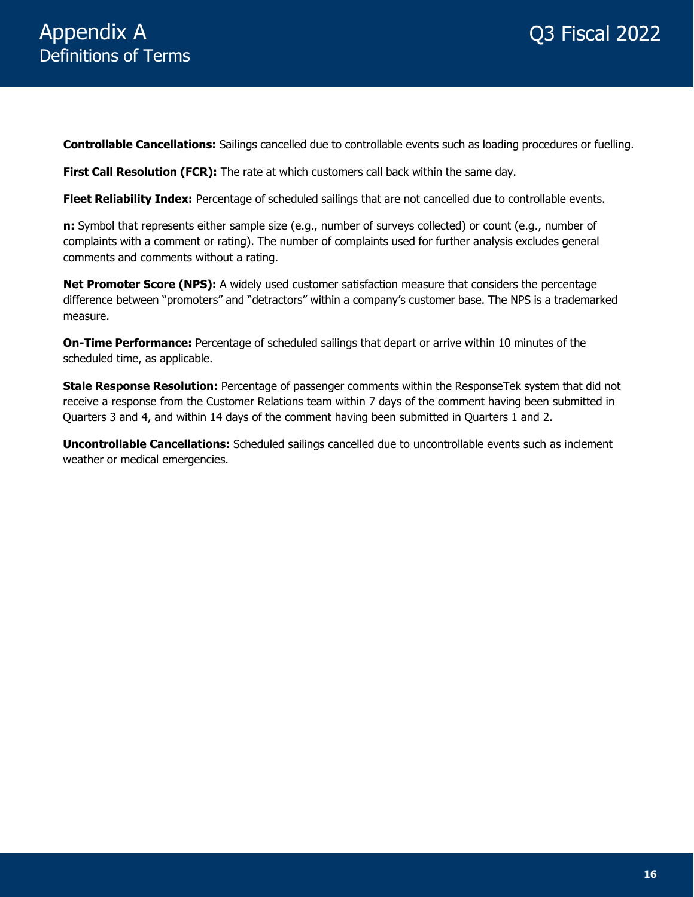# Appendix A
## Definitions of Terms

**Controllable Cancellations:** Sailings cancelled due to controllable events such as loading procedures or fuelling.

**First Call Resolution (FCR):** The rate at which customers call back within the same day.

**Fleet Reliability Index:** Percentage of scheduled sailings that are not cancelled due to controllable events.

**n:** Symbol that represents either sample size (e.g., number of surveys collected) or count (e.g., number of complaints with a comment or rating). The number of complaints used for further analysis excludes general comments and comments without a rating.

**Net Promoter Score (NPS):** A widely used customer satisfaction measure that considers the percentage difference between "promoters" and "detractors" within a company's customer base. The NPS is a trademarked measure.

**On-Time Performance:** Percentage of scheduled sailings that depart or arrive within 10 minutes of the scheduled time, as applicable.

**Stale Response Resolution:** Percentage of passenger comments within the ResponseTek system that did not receive a response from the Customer Relations team within 7 days of the comment having been submitted in Quarters 3 and 4, and within 14 days of the comment having been submitted in Quarters 1 and 2.

**Uncontrollable Cancellations:** Scheduled sailings cancelled due to uncontrollable events such as inclement weather or medical emergencies.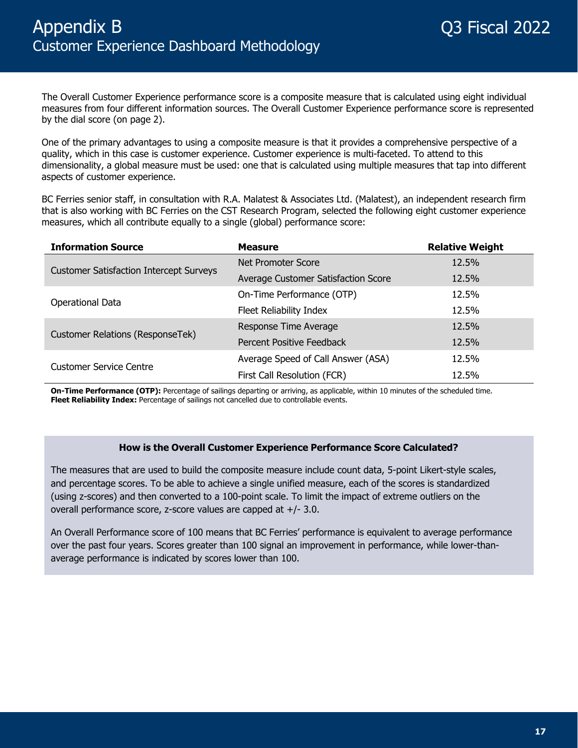# Appendix B
## Customer Experience Dashboard Methodology

Q3 Fiscal 2022

The Overall Customer Experience performance score is a composite measure that is calculated using eight individual measures from four different information sources. The Overall Customer Experience performance score is represented by the dial score (on page 2).

One of the primary advantages to using a composite measure is that it provides a comprehensive perspective of a quality, which in this case is customer experience. Customer experience is multi-faceted. To attend to this dimensionality, a global measure must be used: one that is calculated using multiple measures that tap into different aspects of customer experience.

BC Ferries senior staff, in consultation with R.A. Malatest & Associates Ltd. (Malatest), an independent research firm that is also working with BC Ferries on the CST Research Program, selected the following eight customer experience measures, which all contribute equally to a single (global) performance score:

| Information Source | Measure | Relative Weight |
|---|---|---|
| Customer Satisfaction Intercept Surveys | Net Promoter Score | 12.5% |
| | Average Customer Satisfaction Score | 12.5% |
| Operational Data | On-Time Performance (OTP) | 12.5% |
| | Fleet Reliability Index | 12.5% |
| Customer Relations (ResponseTek) | Response Time Average | 12.5% |
| | Percent Positive Feedback | 12.5% |
| Customer Service Centre | Average Speed of Call Answer (ASA) | 12.5% |
| | First Call Resolution (FCR) | 12.5% |

**On-Time Performance (OTP):** Percentage of sailings departing or arriving, as applicable, within 10 minutes of the scheduled time.
**Fleet Reliability Index:** Percentage of sailings not cancelled due to controllable events.

### How is the Overall Customer Experience Performance Score Calculated?

The measures that are used to build the composite measure include count data, 5-point Likert-style scales, and percentage scores. To be able to achieve a single unified measure, each of the scores is standardized (using z-scores) and then converted to a 100-point scale. To limit the impact of extreme outliers on the overall performance score, z-score values are capped at +/- 3.0.

An Overall Performance score of 100 means that BC Ferries' performance is equivalent to average performance over the past four years. Scores greater than 100 signal an improvement in performance, while lower-than-average performance is indicated by scores lower than 100.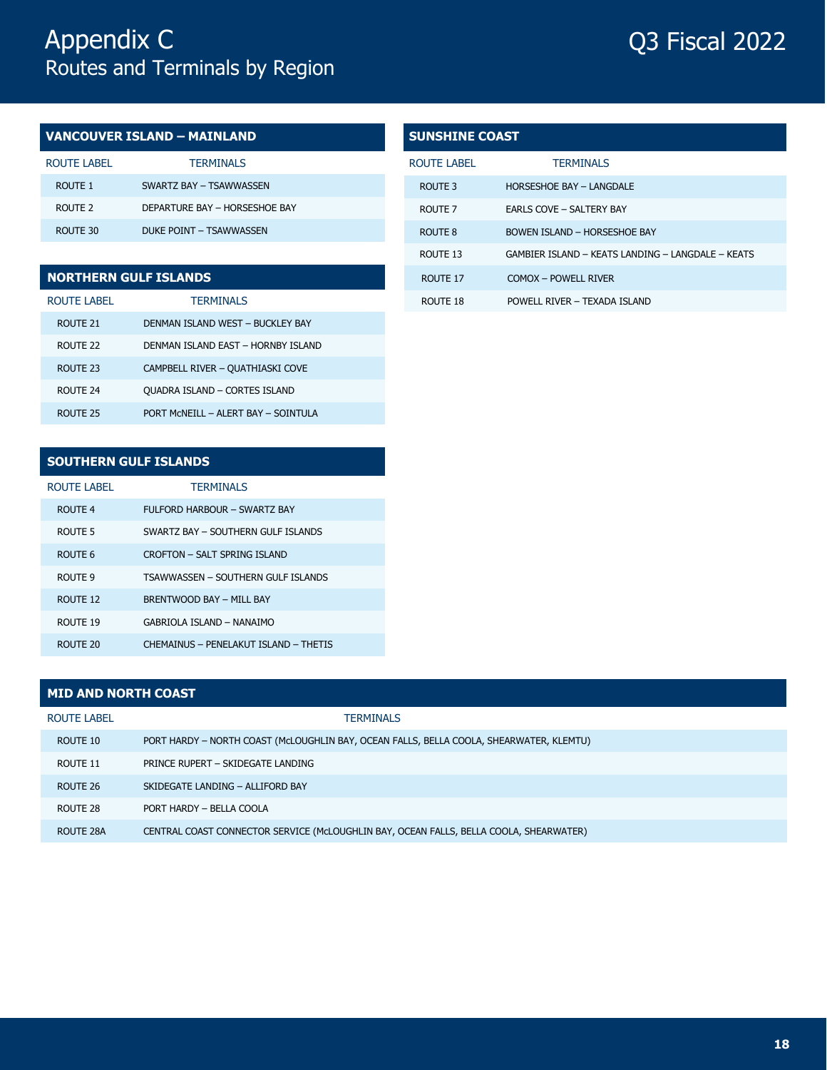# Appendix C
## Routes and Terminals by Region

Q3 Fiscal 2022

### VANCOUVER ISLAND – MAINLAND

| ROUTE LABEL | TERMINALS |
|---|---|
| ROUTE 1 | SWARTZ BAY – TSAWWASSEN |
| ROUTE 2 | DEPARTURE BAY – HORSESHOE BAY |
| ROUTE 30 | DUKE POINT – TSAWWASSEN |

### NORTHERN GULF ISLANDS

| ROUTE LABEL | TERMINALS |
|---|---|
| ROUTE 21 | DENMAN ISLAND WEST – BUCKLEY BAY |
| ROUTE 22 | DENMAN ISLAND EAST – HORNBY ISLAND |
| ROUTE 23 | CAMPBELL RIVER – QUATHIASKI COVE |
| ROUTE 24 | QUADRA ISLAND – CORTES ISLAND |
| ROUTE 25 | PORT McNEILL – ALERT BAY – SOINTULA |

### SOUTHERN GULF ISLANDS

| ROUTE LABEL | TERMINALS |
|---|---|
| ROUTE 4 | FULFORD HARBOUR – SWARTZ BAY |
| ROUTE 5 | SWARTZ BAY – SOUTHERN GULF ISLANDS |
| ROUTE 6 | CROFTON – SALT SPRING ISLAND |
| ROUTE 9 | TSAWWASSEN – SOUTHERN GULF ISLANDS |
| ROUTE 12 | BRENTWOOD BAY – MILL BAY |
| ROUTE 19 | GABRIOLA ISLAND – NANAIMO |
| ROUTE 20 | CHEMAINUS – PENELAKUT ISLAND – THETIS |

### SUNSHINE COAST

| ROUTE LABEL | TERMINALS |
|---|---|
| ROUTE 3 | HORSESHOE BAY – LANGDALE |
| ROUTE 7 | EARLS COVE – SALTERY BAY |
| ROUTE 8 | BOWEN ISLAND – HORSESHOE BAY |
| ROUTE 13 | GAMBIER ISLAND – KEATS LANDING – LANGDALE – KEATS |
| ROUTE 17 | COMOX – POWELL RIVER |
| ROUTE 18 | POWELL RIVER – TEXADA ISLAND |

### MID AND NORTH COAST

| ROUTE LABEL | TERMINALS |
|---|---|
| ROUTE 10 | PORT HARDY – NORTH COAST (McLOUGHLIN BAY, OCEAN FALLS, BELLA COOLA, SHEARWATER, KLEMTU) |
| ROUTE 11 | PRINCE RUPERT – SKIDEGATE LANDING |
| ROUTE 26 | SKIDEGATE LANDING – ALLIFORD BAY |
| ROUTE 28 | PORT HARDY – BELLA COOLA |
| ROUTE 28A | CENTRAL COAST CONNECTOR SERVICE (McLOUGHLIN BAY, OCEAN FALLS, BELLA COOLA, SHEARWATER) |